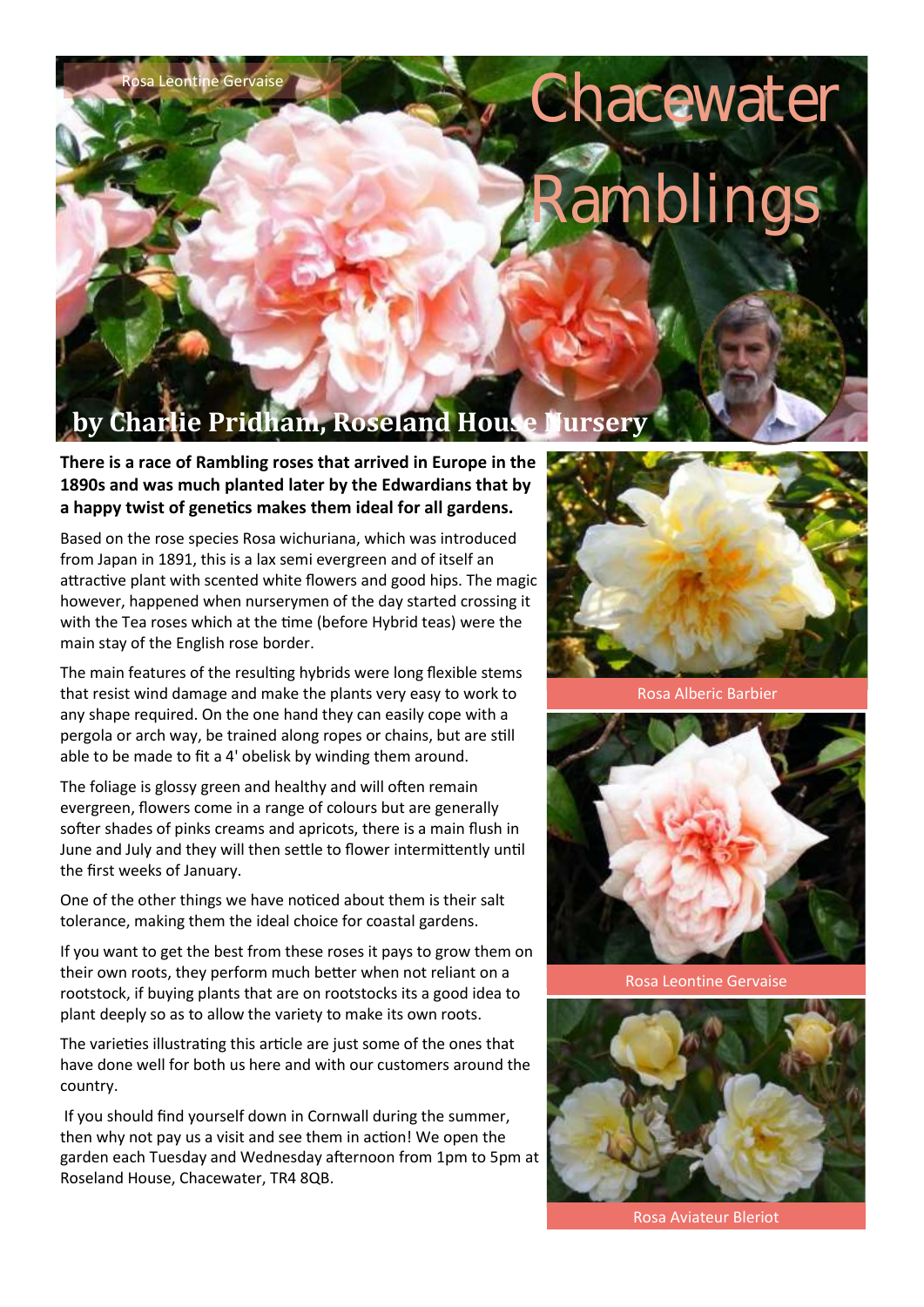Rosa Leontine Gervaise

# Chacewater Ramblings

## by Charlie Pridham, Roseland House Nursery

**There is a race of Rambling roses that arrived in Europe in the 1890s and was much planted later by the Edwardians that by a happy twist of genetics makes them ideal for all gardens.**

Based on the rose species Rosa wichuriana, which was introduced from Japan in 1891, this is a lax semi evergreen and of itself an attractive plant with scented white flowers and good hips. The magic however, happened when nurserymen of the day started crossing it with the Tea roses which at the time (before Hybrid teas) were the main stay of the English rose border.

The main features of the resulting hybrids were long flexible stems that resist wind damage and make the plants very easy to work to any shape required. On the one hand they can easily cope with a pergola or arch way, be trained along ropes or chains, but are still able to be made to fit a 4' obelisk by winding them around.

The foliage is glossy green and healthy and will often remain evergreen, flowers come in a range of colours but are generally softer shades of pinks creams and apricots, there is a main flush in June and July and they will then settle to flower intermittently until the first weeks of January.

One of the other things we have noticed about them is their salt tolerance, making them the ideal choice for coastal gardens.

If you want to get the best from these roses it pays to grow them on their own roots, they perform much better when not reliant on a rootstock, if buying plants that are on rootstocks its a good idea to plant deeply so as to allow the variety to make its own roots.

The varieties illustrating this article are just some of the ones that have done well for both us here and with our customers around the country.

If you should find yourself down in Cornwall during the summer, then why not pay us a visit and see them in action! We open the garden each Tuesday and Wednesday afternoon from 1pm to 5pm at Roseland House, Chacewater, TR4 8QB.

Rosa Alberic Barbier

Rosa Leontine Gervaise

Rosa Aviateur Bleriot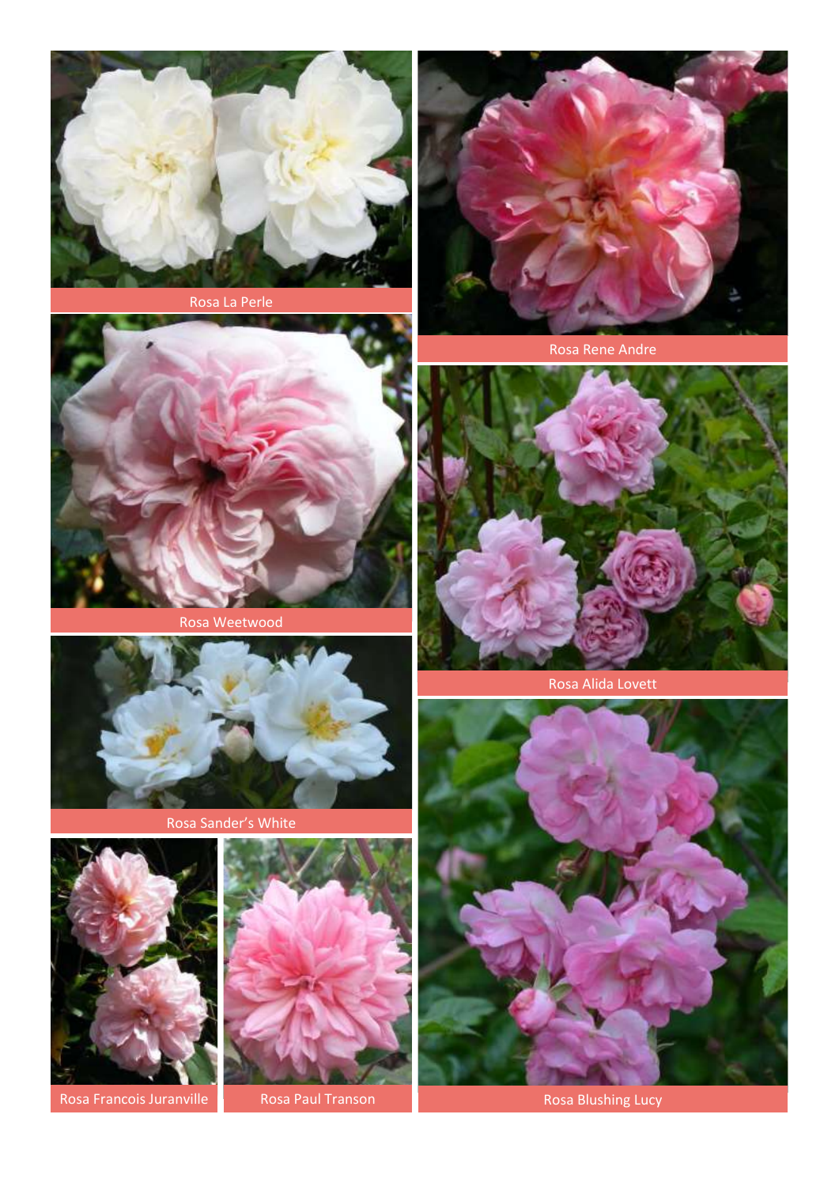Rosa La Perle

Rosa Rene Andre

Rosa Weetwood

Rosa Alida Lovett

Rosa Sander's White

Rosa Francois Juranville

Rosa Paul Transon

Rosa Blushing Lucy